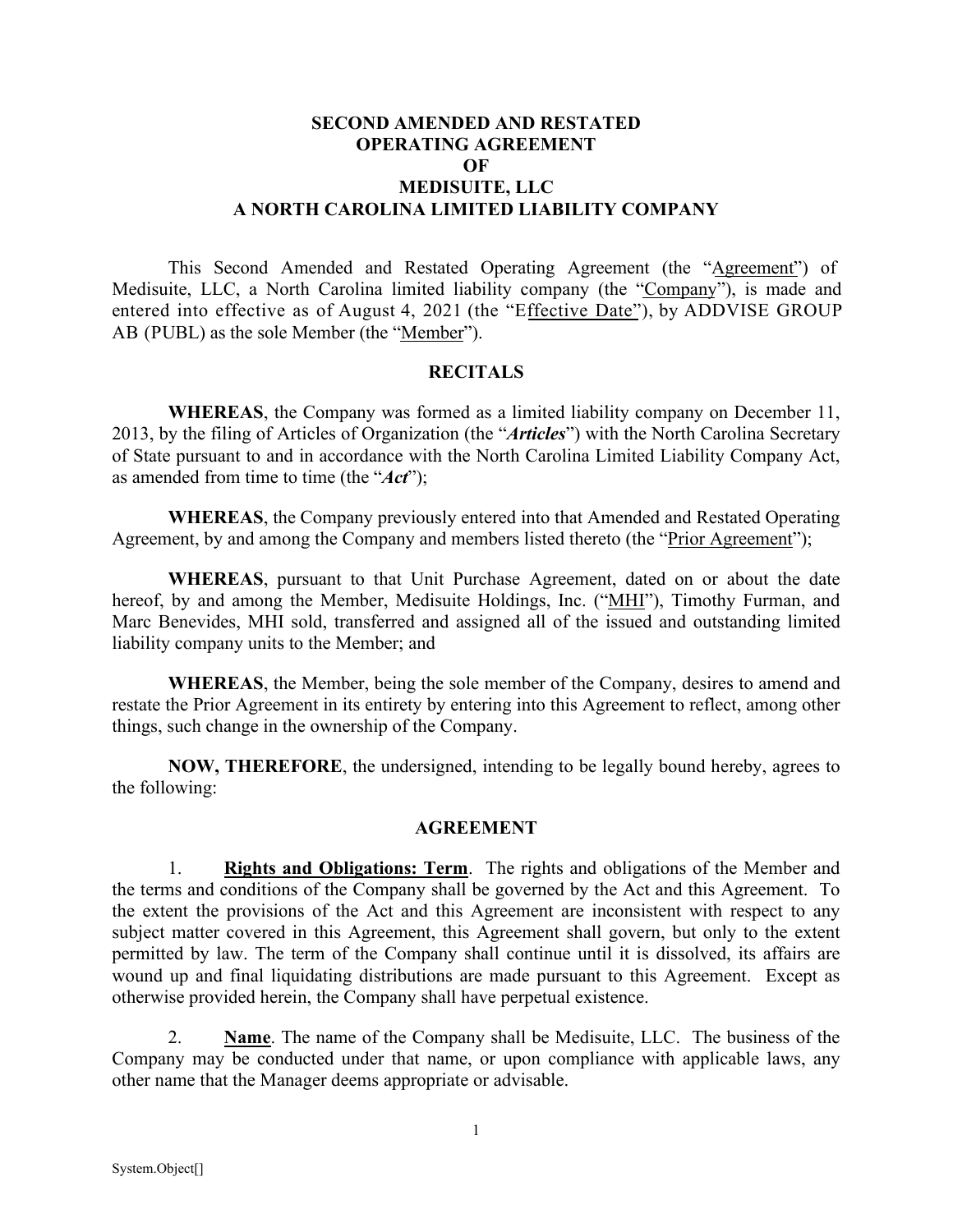# SECOND AMENDED AND RESTATED OPERATING AGREEMENT OF MEDISUITE, LLC A NORTH CAROLINA LIMITED LIABILITY COMPANY

This Second Amended and Restated Operating Agreement (the "Agreement") of Medisuite, LLC, a North Carolina limited liability company (the "Company"), is made and entered into effective as of August 4, 2021 (the "Effective Date"), by ADDVISE GROUP AB (PUBL) as the sole Member (the "Member").

## RECITALS

**WHEREAS**, the Company was formed as a limited liability company on December 11, 2013, by the filing of Articles of Organization (the "***Articles***") with the North Carolina Secretary of State pursuant to and in accordance with the North Carolina Limited Liability Company Act, as amended from time to time (the "***Act***");

**WHEREAS**, the Company previously entered into that Amended and Restated Operating Agreement, by and among the Company and members listed thereto (the "Prior Agreement");

**WHEREAS**, pursuant to that Unit Purchase Agreement, dated on or about the date hereof, by and among the Member, Medisuite Holdings, Inc. ("MHI"), Timothy Furman, and Marc Benevides, MHI sold, transferred and assigned all of the issued and outstanding limited liability company units to the Member; and

**WHEREAS**, the Member, being the sole member of the Company, desires to amend and restate the Prior Agreement in its entirety by entering into this Agreement to reflect, among other things, such change in the ownership of the Company.

**NOW, THEREFORE**, the undersigned, intending to be legally bound hereby, agrees to the following:

## AGREEMENT

1. **Rights and Obligations: Term**. The rights and obligations of the Member and the terms and conditions of the Company shall be governed by the Act and this Agreement. To the extent the provisions of the Act and this Agreement are inconsistent with respect to any subject matter covered in this Agreement, this Agreement shall govern, but only to the extent permitted by law. The term of the Company shall continue until it is dissolved, its affairs are wound up and final liquidating distributions are made pursuant to this Agreement. Except as otherwise provided herein, the Company shall have perpetual existence.

2. **Name**. The name of the Company shall be Medisuite, LLC. The business of the Company may be conducted under that name, or upon compliance with applicable laws, any other name that the Manager deems appropriate or advisable.

System.Object[]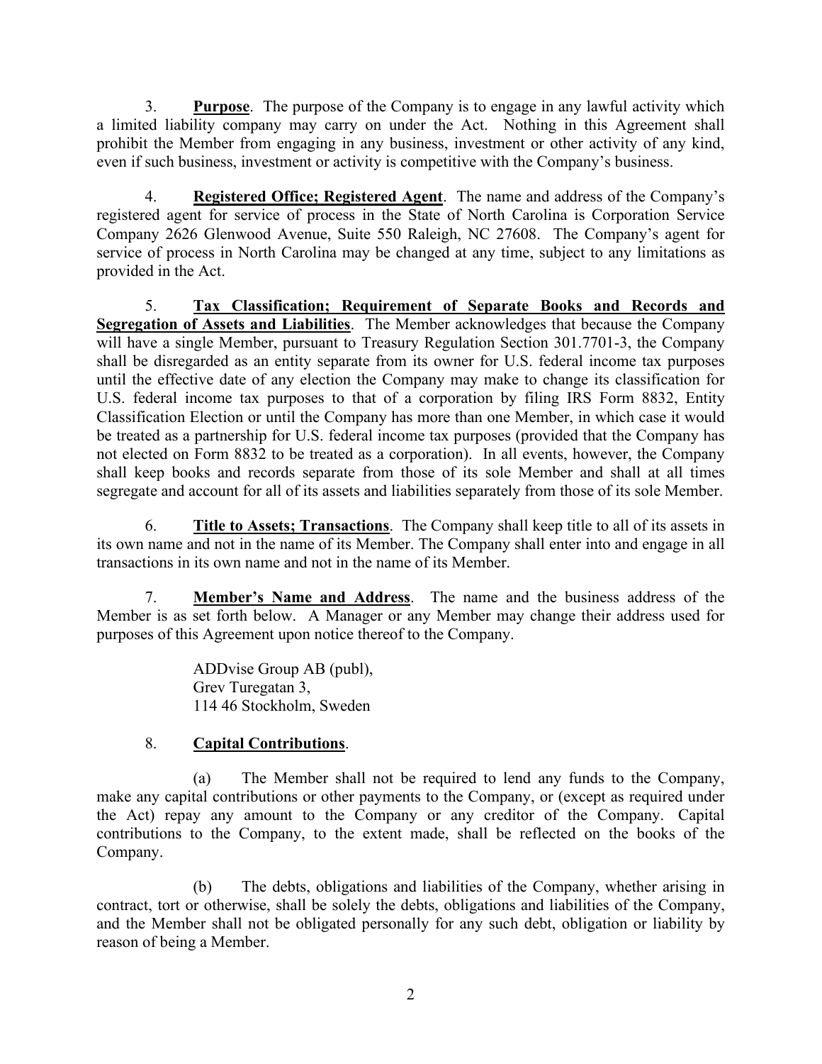3. **Purpose**. The purpose of the Company is to engage in any lawful activity which a limited liability company may carry on under the Act. Nothing in this Agreement shall prohibit the Member from engaging in any business, investment or other activity of any kind, even if such business, investment or activity is competitive with the Company's business.

4. **Registered Office; Registered Agent**. The name and address of the Company's registered agent for service of process in the State of North Carolina is Corporation Service Company 2626 Glenwood Avenue, Suite 550 Raleigh, NC 27608. The Company's agent for service of process in North Carolina may be changed at any time, subject to any limitations as provided in the Act.

5. **Tax Classification; Requirement of Separate Books and Records and Segregation of Assets and Liabilities**. The Member acknowledges that because the Company will have a single Member, pursuant to Treasury Regulation Section 301.7701-3, the Company shall be disregarded as an entity separate from its owner for U.S. federal income tax purposes until the effective date of any election the Company may make to change its classification for U.S. federal income tax purposes to that of a corporation by filing IRS Form 8832, Entity Classification Election or until the Company has more than one Member, in which case it would be treated as a partnership for U.S. federal income tax purposes (provided that the Company has not elected on Form 8832 to be treated as a corporation). In all events, however, the Company shall keep books and records separate from those of its sole Member and shall at all times segregate and account for all of its assets and liabilities separately from those of its sole Member.

6. **Title to Assets; Transactions**. The Company shall keep title to all of its assets in its own name and not in the name of its Member. The Company shall enter into and engage in all transactions in its own name and not in the name of its Member.

7. **Member's Name and Address**. The name and the business address of the Member is as set forth below. A Manager or any Member may change their address used for purposes of this Agreement upon notice thereof to the Company.

> ADDvise Group AB (publ),
> Grev Turegatan 3,
> 114 46 Stockholm, Sweden

8. **Capital Contributions**.

(a) The Member shall not be required to lend any funds to the Company, make any capital contributions or other payments to the Company, or (except as required under the Act) repay any amount to the Company or any creditor of the Company. Capital contributions to the Company, to the extent made, shall be reflected on the books of the Company.

(b) The debts, obligations and liabilities of the Company, whether arising in contract, tort or otherwise, shall be solely the debts, obligations and liabilities of the Company, and the Member shall not be obligated personally for any such debt, obligation or liability by reason of being a Member.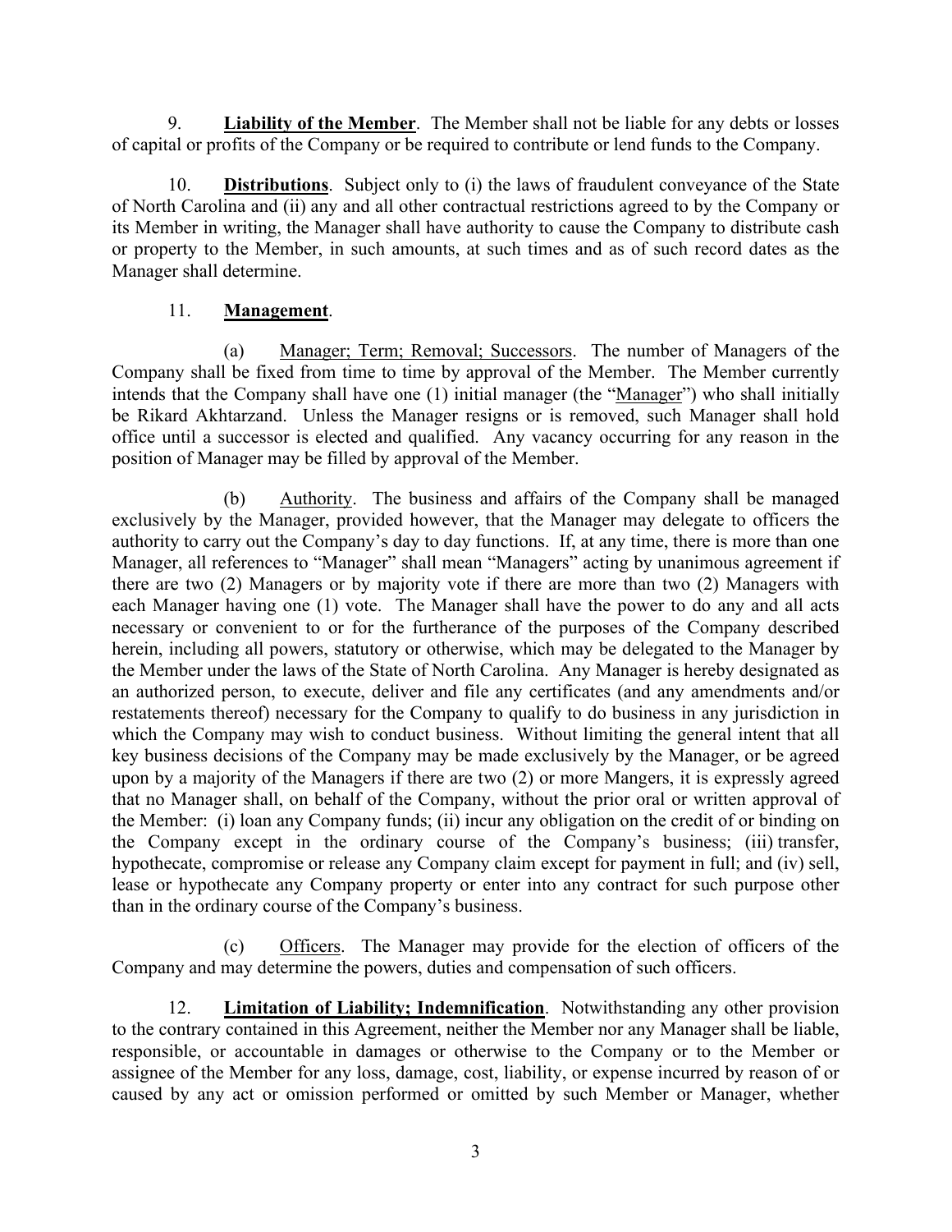9. **Liability of the Member**. The Member shall not be liable for any debts or losses of capital or profits of the Company or be required to contribute or lend funds to the Company.

10. **Distributions**. Subject only to (i) the laws of fraudulent conveyance of the State of North Carolina and (ii) any and all other contractual restrictions agreed to by the Company or its Member in writing, the Manager shall have authority to cause the Company to distribute cash or property to the Member, in such amounts, at such times and as of such record dates as the Manager shall determine.

11. **Management**.

(a) Manager; Term; Removal; Successors. The number of Managers of the Company shall be fixed from time to time by approval of the Member. The Member currently intends that the Company shall have one (1) initial manager (the "Manager") who shall initially be Rikard Akhtarzand. Unless the Manager resigns or is removed, such Manager shall hold office until a successor is elected and qualified. Any vacancy occurring for any reason in the position of Manager may be filled by approval of the Member.

(b) Authority. The business and affairs of the Company shall be managed exclusively by the Manager, provided however, that the Manager may delegate to officers the authority to carry out the Company's day to day functions. If, at any time, there is more than one Manager, all references to "Manager" shall mean "Managers" acting by unanimous agreement if there are two (2) Managers or by majority vote if there are more than two (2) Managers with each Manager having one (1) vote. The Manager shall have the power to do any and all acts necessary or convenient to or for the furtherance of the purposes of the Company described herein, including all powers, statutory or otherwise, which may be delegated to the Manager by the Member under the laws of the State of North Carolina. Any Manager is hereby designated as an authorized person, to execute, deliver and file any certificates (and any amendments and/or restatements thereof) necessary for the Company to qualify to do business in any jurisdiction in which the Company may wish to conduct business. Without limiting the general intent that all key business decisions of the Company may be made exclusively by the Manager, or be agreed upon by a majority of the Managers if there are two (2) or more Mangers, it is expressly agreed that no Manager shall, on behalf of the Company, without the prior oral or written approval of the Member: (i) loan any Company funds; (ii) incur any obligation on the credit of or binding on the Company except in the ordinary course of the Company's business; (iii) transfer, hypothecate, compromise or release any Company claim except for payment in full; and (iv) sell, lease or hypothecate any Company property or enter into any contract for such purpose other than in the ordinary course of the Company's business.

(c) Officers. The Manager may provide for the election of officers of the Company and may determine the powers, duties and compensation of such officers.

12. **Limitation of Liability; Indemnification**. Notwithstanding any other provision to the contrary contained in this Agreement, neither the Member nor any Manager shall be liable, responsible, or accountable in damages or otherwise to the Company or to the Member or assignee of the Member for any loss, damage, cost, liability, or expense incurred by reason of or caused by any act or omission performed or omitted by such Member or Manager, whether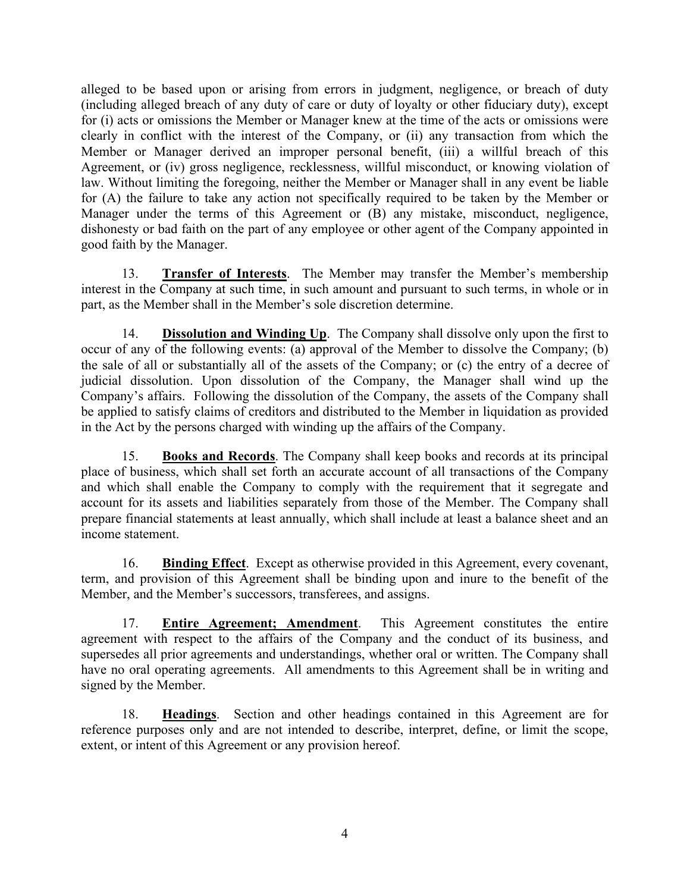alleged to be based upon or arising from errors in judgment, negligence, or breach of duty (including alleged breach of any duty of care or duty of loyalty or other fiduciary duty), except for (i) acts or omissions the Member or Manager knew at the time of the acts or omissions were clearly in conflict with the interest of the Company, or (ii) any transaction from which the Member or Manager derived an improper personal benefit, (iii) a willful breach of this Agreement, or (iv) gross negligence, recklessness, willful misconduct, or knowing violation of law. Without limiting the foregoing, neither the Member or Manager shall in any event be liable for (A) the failure to take any action not specifically required to be taken by the Member or Manager under the terms of this Agreement or (B) any mistake, misconduct, negligence, dishonesty or bad faith on the part of any employee or other agent of the Company appointed in good faith by the Manager.

13. **Transfer of Interests**. The Member may transfer the Member's membership interest in the Company at such time, in such amount and pursuant to such terms, in whole or in part, as the Member shall in the Member's sole discretion determine.

14. **Dissolution and Winding Up**. The Company shall dissolve only upon the first to occur of any of the following events: (a) approval of the Member to dissolve the Company; (b) the sale of all or substantially all of the assets of the Company; or (c) the entry of a decree of judicial dissolution. Upon dissolution of the Company, the Manager shall wind up the Company's affairs. Following the dissolution of the Company, the assets of the Company shall be applied to satisfy claims of creditors and distributed to the Member in liquidation as provided in the Act by the persons charged with winding up the affairs of the Company.

15. **Books and Records**. The Company shall keep books and records at its principal place of business, which shall set forth an accurate account of all transactions of the Company and which shall enable the Company to comply with the requirement that it segregate and account for its assets and liabilities separately from those of the Member. The Company shall prepare financial statements at least annually, which shall include at least a balance sheet and an income statement.

16. **Binding Effect**. Except as otherwise provided in this Agreement, every covenant, term, and provision of this Agreement shall be binding upon and inure to the benefit of the Member, and the Member's successors, transferees, and assigns.

17. **Entire Agreement; Amendment**. This Agreement constitutes the entire agreement with respect to the affairs of the Company and the conduct of its business, and supersedes all prior agreements and understandings, whether oral or written. The Company shall have no oral operating agreements. All amendments to this Agreement shall be in writing and signed by the Member.

18. **Headings**. Section and other headings contained in this Agreement are for reference purposes only and are not intended to describe, interpret, define, or limit the scope, extent, or intent of this Agreement or any provision hereof.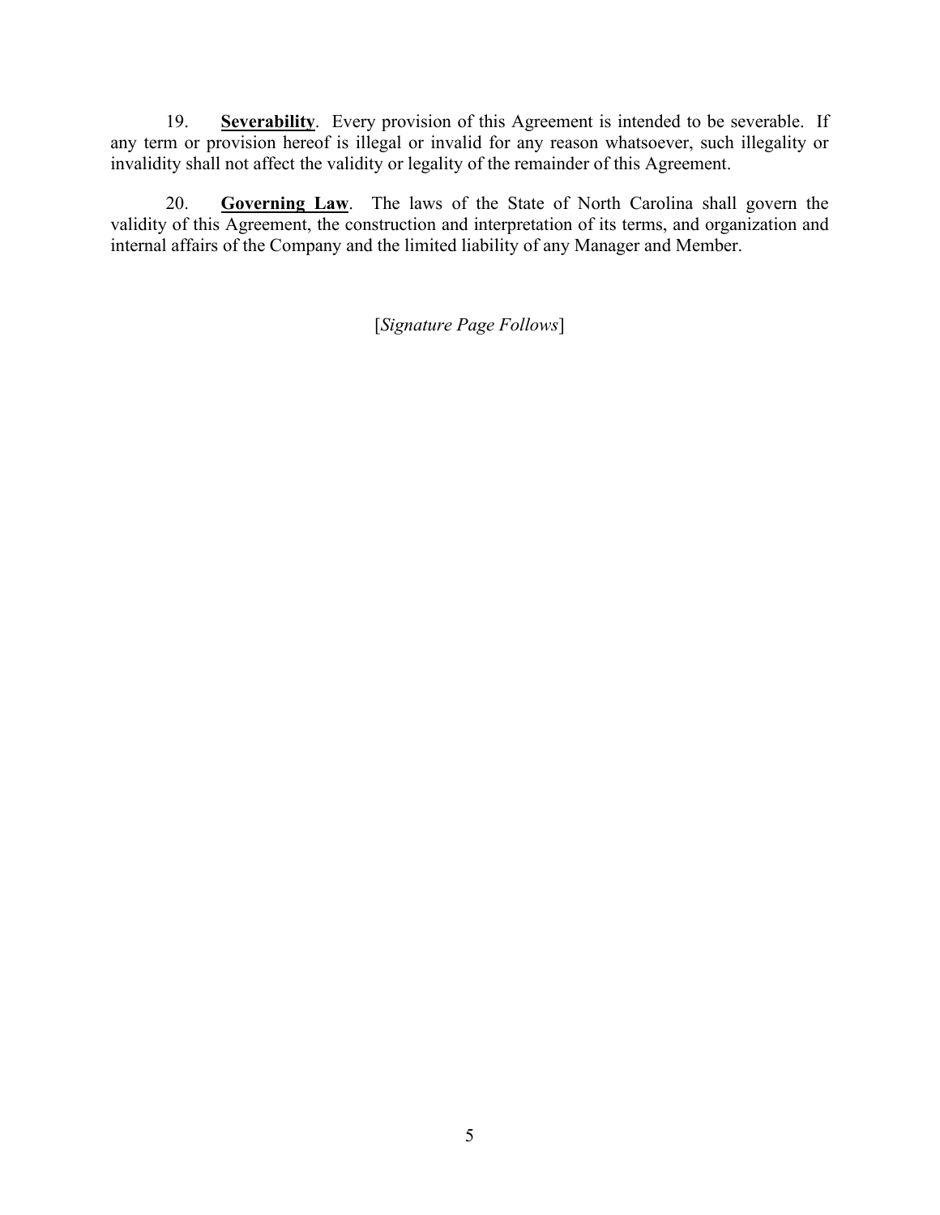19. **<u>Severability</u>**. Every provision of this Agreement is intended to be severable. If any term or provision hereof is illegal or invalid for any reason whatsoever, such illegality or invalidity shall not affect the validity or legality of the remainder of this Agreement.

20. **<u>Governing Law</u>**. The laws of the State of North Carolina shall govern the validity of this Agreement, the construction and interpretation of its terms, and organization and internal affairs of the Company and the limited liability of any Manager and Member.

[*Signature Page Follows*]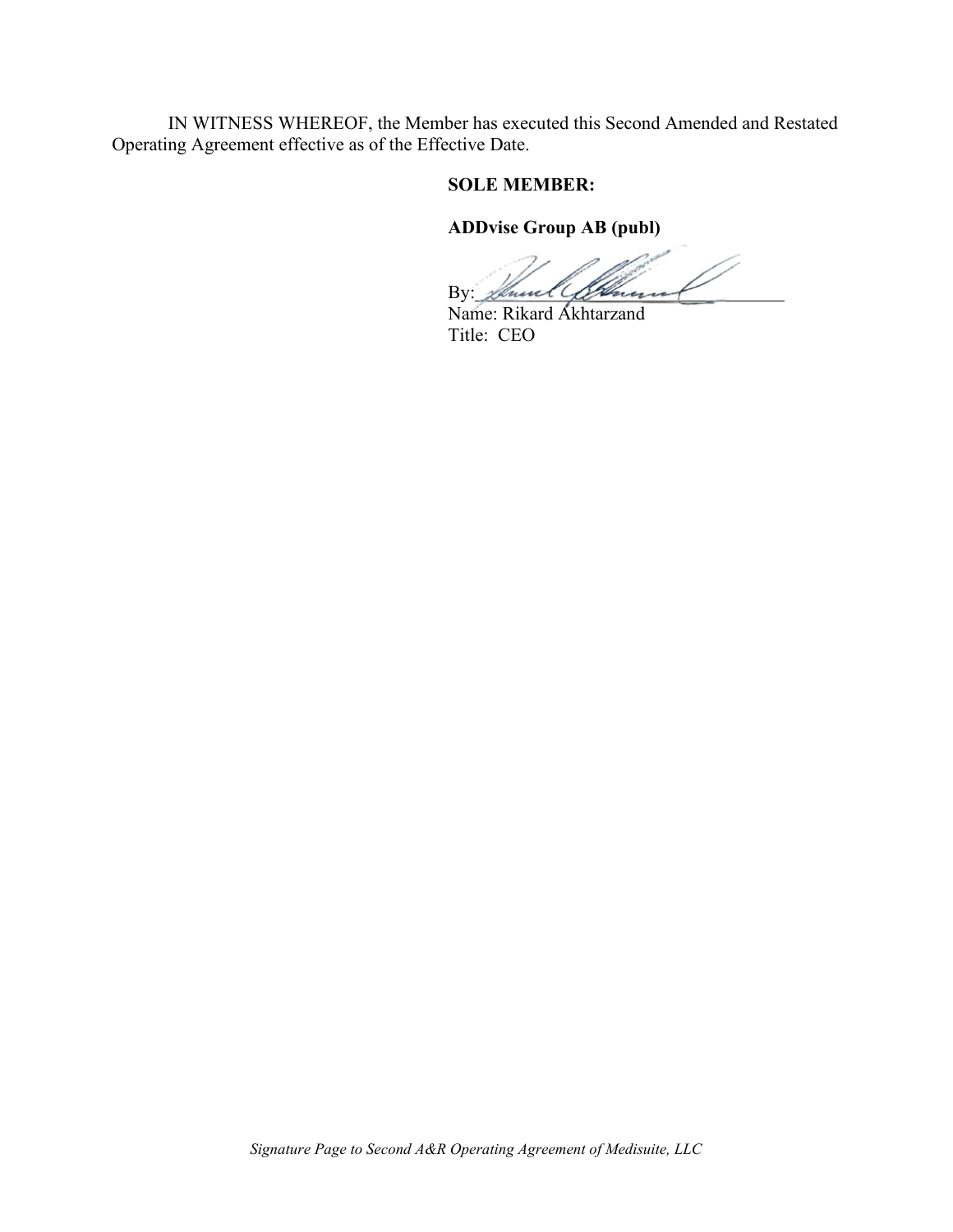IN WITNESS WHEREOF, the Member has executed this Second Amended and Restated Operating Agreement effective as of the Effective Date.

**SOLE MEMBER:**

**ADDvise Group AB (publ)**

By:\_\_\_\_\_\_\_\_\_\_\_\_\_\_\_\_\_\_\_\_\_\_\_\_\_\_\_\_
Name: Rikard Akhtarzand
Title: CEO

*Signature Page to Second A&R Operating Agreement of Medisuite, LLC*